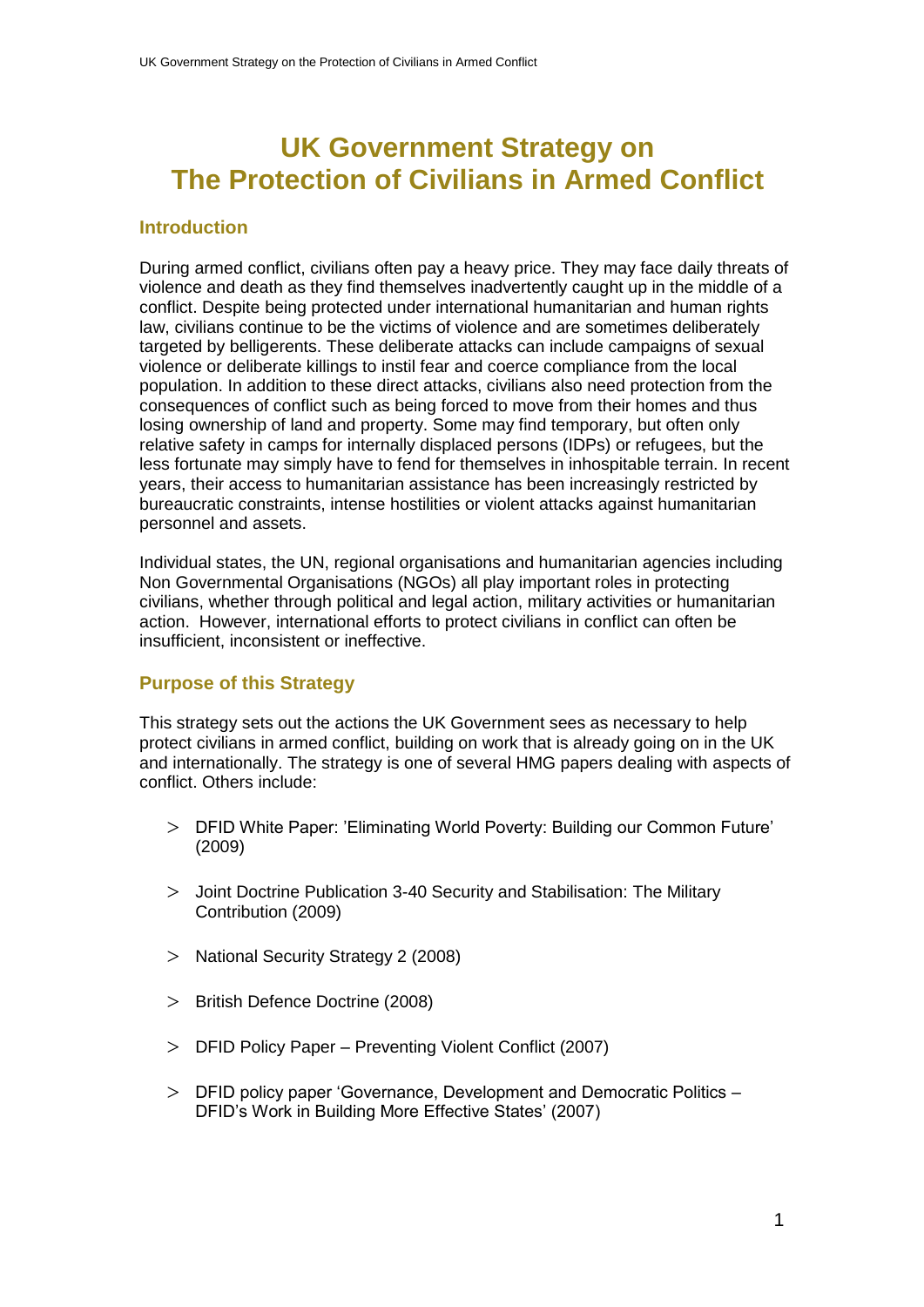# UK Government Strategy on The Protection of Civilians in Armed Conflict

## Introduction

During armed conflict, civilians often pay a heavy price. They may face daily threats of violence and death as they find themselves inadvertently caught up in the middle of a conflict. Despite being protected under international humanitarian and human rights law, civilians continue to be the victims of violence and are sometimes deliberately targeted by belligerents. These deliberate attacks can include campaigns of sexual violence or deliberate killings to instil fear and coerce compliance from the local population. In addition to these direct attacks, civilians also need protection from the consequences of conflict such as being forced to move from their homes and thus losing ownership of land and property. Some may find temporary, but often only relative safety in camps for internally displaced persons (IDPs) or refugees, but the less fortunate may simply have to fend for themselves in inhospitable terrain. In recent years, their access to humanitarian assistance has been increasingly restricted by bureaucratic constraints, intense hostilities or violent attacks against humanitarian personnel and assets.

Individual states, the UN, regional organisations and humanitarian agencies including Non Governmental Organisations (NGOs) all play important roles in protecting civilians, whether through political and legal action, military activities or humanitarian action. However, international efforts to protect civilians in conflict can often be insufficient, inconsistent or ineffective.

## Purpose of this Strategy

This strategy sets out the actions the UK Government sees as necessary to help protect civilians in armed conflict, building on work that is already going on in the UK and internationally. The strategy is one of several HMG papers dealing with aspects of conflict. Others include:

- DFID White Paper: 'Eliminating World Poverty: Building our Common Future' (2009)
- Joint Doctrine Publication 3-40 Security and Stabilisation: The Military Contribution (2009)
- National Security Strategy 2 (2008)
- British Defence Doctrine (2008)
- DFID Policy Paper – Preventing Violent Conflict (2007)
- DFID policy paper 'Governance, Development and Democratic Politics – DFID's Work in Building More Effective States' (2007)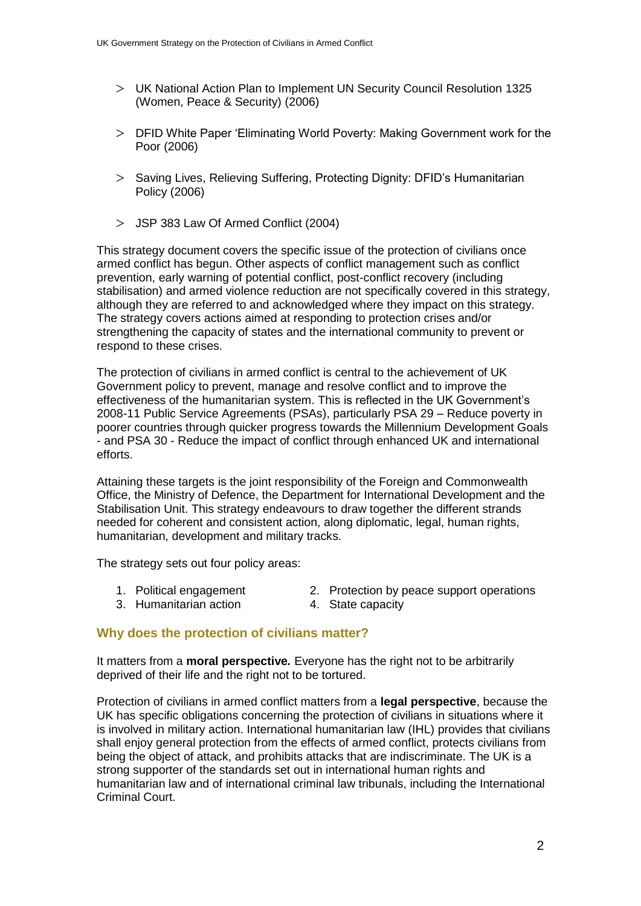- UK National Action Plan to Implement UN Security Council Resolution 1325 (Women, Peace & Security) (2006)
- DFID White Paper 'Eliminating World Poverty: Making Government work for the Poor (2006)
- Saving Lives, Relieving Suffering, Protecting Dignity: DFID's Humanitarian Policy (2006)
- JSP 383 Law Of Armed Conflict (2004)

This strategy document covers the specific issue of the protection of civilians once armed conflict has begun. Other aspects of conflict management such as conflict prevention, early warning of potential conflict, post-conflict recovery (including stabilisation) and armed violence reduction are not specifically covered in this strategy, although they are referred to and acknowledged where they impact on this strategy. The strategy covers actions aimed at responding to protection crises and/or strengthening the capacity of states and the international community to prevent or respond to these crises.

The protection of civilians in armed conflict is central to the achievement of UK Government policy to prevent, manage and resolve conflict and to improve the effectiveness of the humanitarian system. This is reflected in the UK Government's 2008-11 Public Service Agreements (PSAs), particularly PSA 29 – Reduce poverty in poorer countries through quicker progress towards the Millennium Development Goals - and PSA 30 - Reduce the impact of conflict through enhanced UK and international efforts.

Attaining these targets is the joint responsibility of the Foreign and Commonwealth Office, the Ministry of Defence, the Department for International Development and the Stabilisation Unit. This strategy endeavours to draw together the different strands needed for coherent and consistent action, along diplomatic, legal, human rights, humanitarian, development and military tracks.

The strategy sets out four policy areas:

1. Political engagement
2. Protection by peace support operations
3. Humanitarian action
4. State capacity

## Why does the protection of civilians matter?

It matters from a **moral perspective***.* Everyone has the right not to be arbitrarily deprived of their life and the right not to be tortured.

Protection of civilians in armed conflict matters from a **legal perspective**, because the UK has specific obligations concerning the protection of civilians in situations where it is involved in military action. International humanitarian law (IHL) provides that civilians shall enjoy general protection from the effects of armed conflict, protects civilians from being the object of attack, and prohibits attacks that are indiscriminate. The UK is a strong supporter of the standards set out in international human rights and humanitarian law and of international criminal law tribunals, including the International Criminal Court.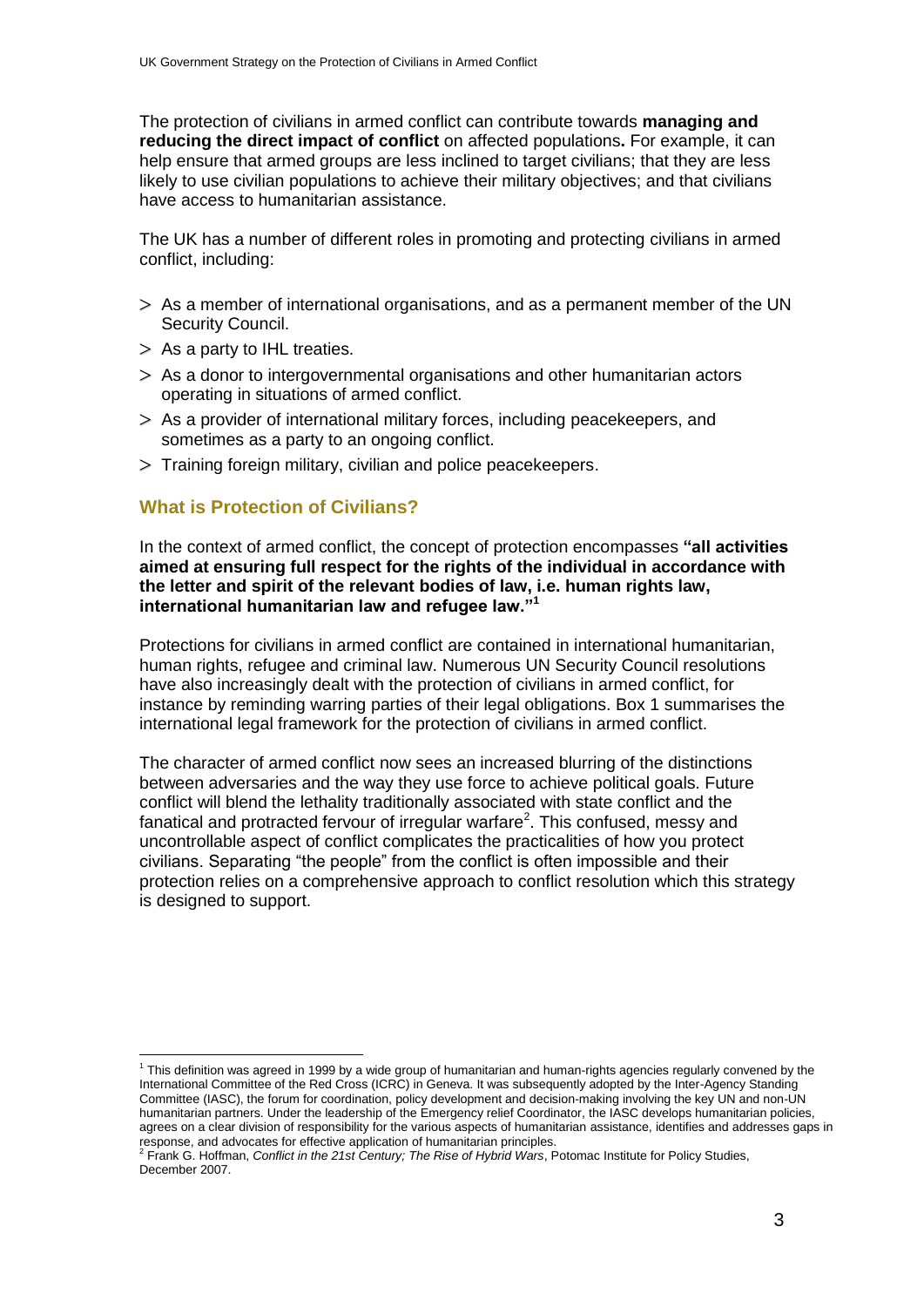The protection of civilians in armed conflict can contribute towards **managing and reducing the direct impact of conflict** on affected populations**.** For example, it can help ensure that armed groups are less inclined to target civilians; that they are less likely to use civilian populations to achieve their military objectives; and that civilians have access to humanitarian assistance.

The UK has a number of different roles in promoting and protecting civilians in armed conflict, including:

- As a member of international organisations, and as a permanent member of the UN Security Council.
- As a party to IHL treaties.
- As a donor to intergovernmental organisations and other humanitarian actors operating in situations of armed conflict.
- As a provider of international military forces, including peacekeepers, and sometimes as a party to an ongoing conflict.
- Training foreign military, civilian and police peacekeepers.

## What is Protection of Civilians?

In the context of armed conflict, the concept of protection encompasses **"all activities aimed at ensuring full respect for the rights of the individual in accordance with the letter and spirit of the relevant bodies of law, i.e. human rights law, international humanitarian law and refugee law."**[1]

Protections for civilians in armed conflict are contained in international humanitarian, human rights, refugee and criminal law. Numerous UN Security Council resolutions have also increasingly dealt with the protection of civilians in armed conflict, for instance by reminding warring parties of their legal obligations. Box 1 summarises the international legal framework for the protection of civilians in armed conflict.

The character of armed conflict now sees an increased blurring of the distinctions between adversaries and the way they use force to achieve political goals. Future conflict will blend the lethality traditionally associated with state conflict and the fanatical and protracted fervour of irregular warfare[2]. This confused, messy and uncontrollable aspect of conflict complicates the practicalities of how you protect civilians. Separating "the people" from the conflict is often impossible and their protection relies on a comprehensive approach to conflict resolution which this strategy is designed to support.

---

[1] This definition was agreed in 1999 by a wide group of humanitarian and human-rights agencies regularly convened by the International Committee of the Red Cross (ICRC) in Geneva. It was subsequently adopted by the Inter-Agency Standing Committee (IASC), the forum for coordination, policy development and decision-making involving the key UN and non-UN humanitarian partners. Under the leadership of the Emergency relief Coordinator, the IASC develops humanitarian policies, agrees on a clear division of responsibility for the various aspects of humanitarian assistance, identifies and addresses gaps in response, and advocates for effective application of humanitarian principles.

[2] Frank G. Hoffman, *Conflict in the 21st Century; The Rise of Hybrid Wars*, Potomac Institute for Policy Studies, December 2007.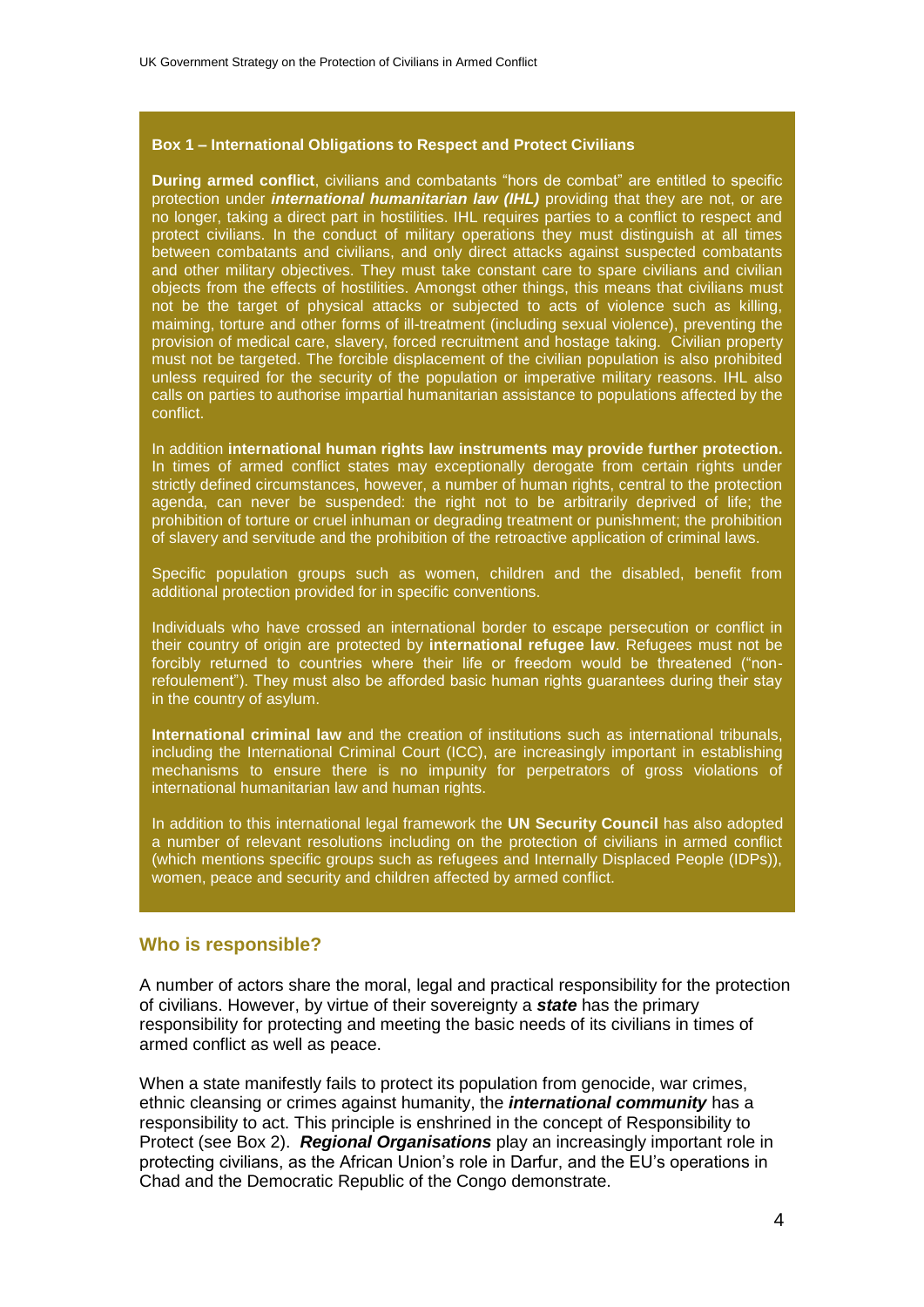**Box 1 – International Obligations to Respect and Protect Civilians**

**During armed conflict**, civilians and combatants "hors de combat" are entitled to specific protection under ***international humanitarian law (IHL)*** providing that they are not, or are no longer, taking a direct part in hostilities. IHL requires parties to a conflict to respect and protect civilians. In the conduct of military operations they must distinguish at all times between combatants and civilians, and only direct attacks against suspected combatants and other military objectives. They must take constant care to spare civilians and civilian objects from the effects of hostilities. Amongst other things, this means that civilians must not be the target of physical attacks or subjected to acts of violence such as killing, maiming, torture and other forms of ill-treatment (including sexual violence), preventing the provision of medical care, slavery, forced recruitment and hostage taking. Civilian property must not be targeted. The forcible displacement of the civilian population is also prohibited unless required for the security of the population or imperative military reasons. IHL also calls on parties to authorise impartial humanitarian assistance to populations affected by the conflict.

In addition **international human rights law instruments may provide further protection.** In times of armed conflict states may exceptionally derogate from certain rights under strictly defined circumstances, however, a number of human rights, central to the protection agenda, can never be suspended: the right not to be arbitrarily deprived of life; the prohibition of torture or cruel inhuman or degrading treatment or punishment; the prohibition of slavery and servitude and the prohibition of the retroactive application of criminal laws.

Specific population groups such as women, children and the disabled, benefit from additional protection provided for in specific conventions.

Individuals who have crossed an international border to escape persecution or conflict in their country of origin are protected by **international refugee law**. Refugees must not be forcibly returned to countries where their life or freedom would be threatened ("non-refoulement"). They must also be afforded basic human rights guarantees during their stay in the country of asylum.

**International criminal law** and the creation of institutions such as international tribunals, including the International Criminal Court (ICC), are increasingly important in establishing mechanisms to ensure there is no impunity for perpetrators of gross violations of international humanitarian law and human rights.

In addition to this international legal framework the **UN Security Council** has also adopted a number of relevant resolutions including on the protection of civilians in armed conflict (which mentions specific groups such as refugees and Internally Displaced People (IDPs)), women, peace and security and children affected by armed conflict.

## Who is responsible?

A number of actors share the moral, legal and practical responsibility for the protection of civilians. However, by virtue of their sovereignty a ***state*** has the primary responsibility for protecting and meeting the basic needs of its civilians in times of armed conflict as well as peace.

When a state manifestly fails to protect its population from genocide, war crimes, ethnic cleansing or crimes against humanity, the ***international community*** has a responsibility to act. This principle is enshrined in the concept of Responsibility to Protect (see Box 2). ***Regional Organisations*** play an increasingly important role in protecting civilians, as the African Union's role in Darfur, and the EU's operations in Chad and the Democratic Republic of the Congo demonstrate.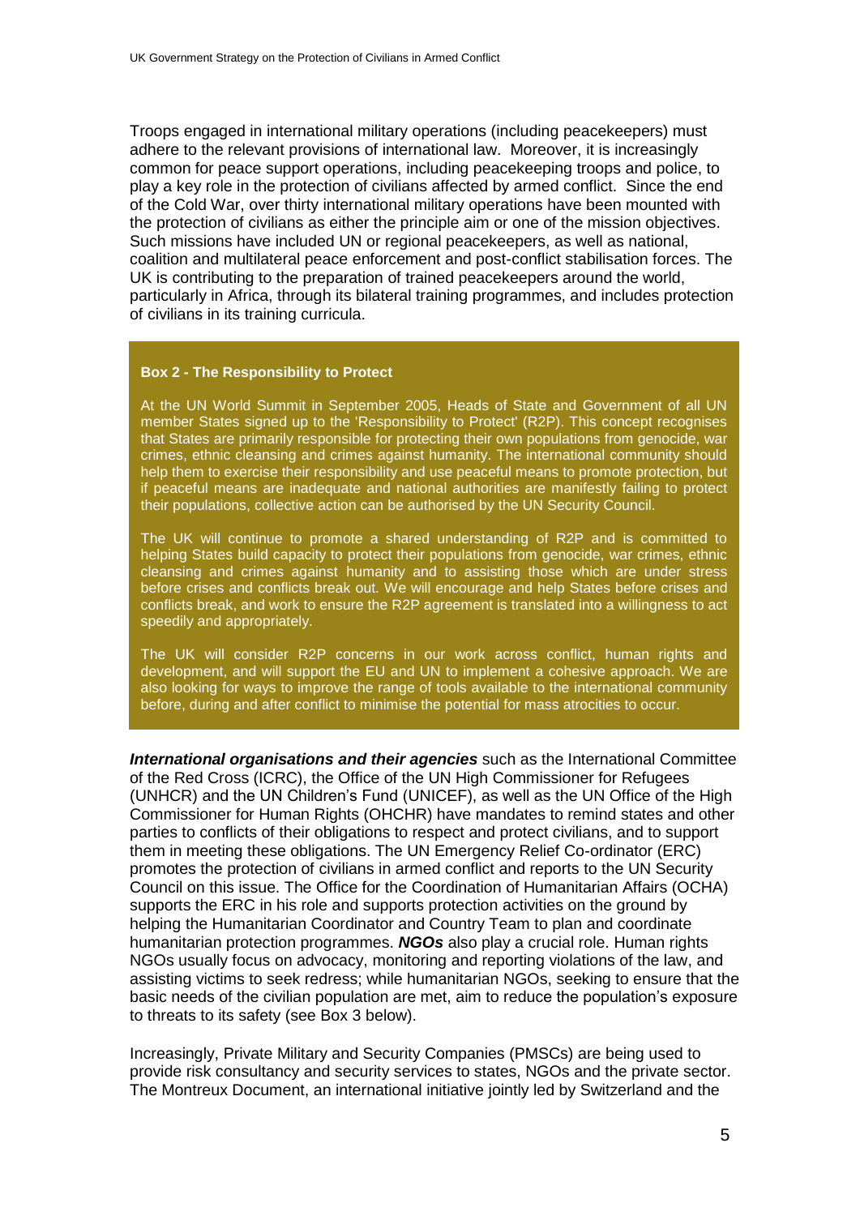Troops engaged in international military operations (including peacekeepers) must adhere to the relevant provisions of international law. Moreover, it is increasingly common for peace support operations, including peacekeeping troops and police, to play a key role in the protection of civilians affected by armed conflict. Since the end of the Cold War, over thirty international military operations have been mounted with the protection of civilians as either the principle aim or one of the mission objectives. Such missions have included UN or regional peacekeepers, as well as national, coalition and multilateral peace enforcement and post-conflict stabilisation forces. The UK is contributing to the preparation of trained peacekeepers around the world, particularly in Africa, through its bilateral training programmes, and includes protection of civilians in its training curricula.

**Box 2 - The Responsibility to Protect**

At the UN World Summit in September 2005, Heads of State and Government of all UN member States signed up to the 'Responsibility to Protect' (R2P). This concept recognises that States are primarily responsible for protecting their own populations from genocide, war crimes, ethnic cleansing and crimes against humanity. The international community should help them to exercise their responsibility and use peaceful means to promote protection, but if peaceful means are inadequate and national authorities are manifestly failing to protect their populations, collective action can be authorised by the UN Security Council.

The UK will continue to promote a shared understanding of R2P and is committed to helping States build capacity to protect their populations from genocide, war crimes, ethnic cleansing and crimes against humanity and to assisting those which are under stress before crises and conflicts break out. We will encourage and help States before crises and conflicts break, and work to ensure the R2P agreement is translated into a willingness to act speedily and appropriately.

The UK will consider R2P concerns in our work across conflict, human rights and development, and will support the EU and UN to implement a cohesive approach. We are also looking for ways to improve the range of tools available to the international community before, during and after conflict to minimise the potential for mass atrocities to occur.

***International organisations and their agencies*** such as the International Committee of the Red Cross (ICRC), the Office of the UN High Commissioner for Refugees (UNHCR) and the UN Children's Fund (UNICEF), as well as the UN Office of the High Commissioner for Human Rights (OHCHR) have mandates to remind states and other parties to conflicts of their obligations to respect and protect civilians, and to support them in meeting these obligations. The UN Emergency Relief Co-ordinator (ERC) promotes the protection of civilians in armed conflict and reports to the UN Security Council on this issue. The Office for the Coordination of Humanitarian Affairs (OCHA) supports the ERC in his role and supports protection activities on the ground by helping the Humanitarian Coordinator and Country Team to plan and coordinate humanitarian protection programmes. ***NGOs*** also play a crucial role. Human rights NGOs usually focus on advocacy, monitoring and reporting violations of the law, and assisting victims to seek redress; while humanitarian NGOs, seeking to ensure that the basic needs of the civilian population are met, aim to reduce the population's exposure to threats to its safety (see Box 3 below).

Increasingly, Private Military and Security Companies (PMSCs) are being used to provide risk consultancy and security services to states, NGOs and the private sector. The Montreux Document, an international initiative jointly led by Switzerland and the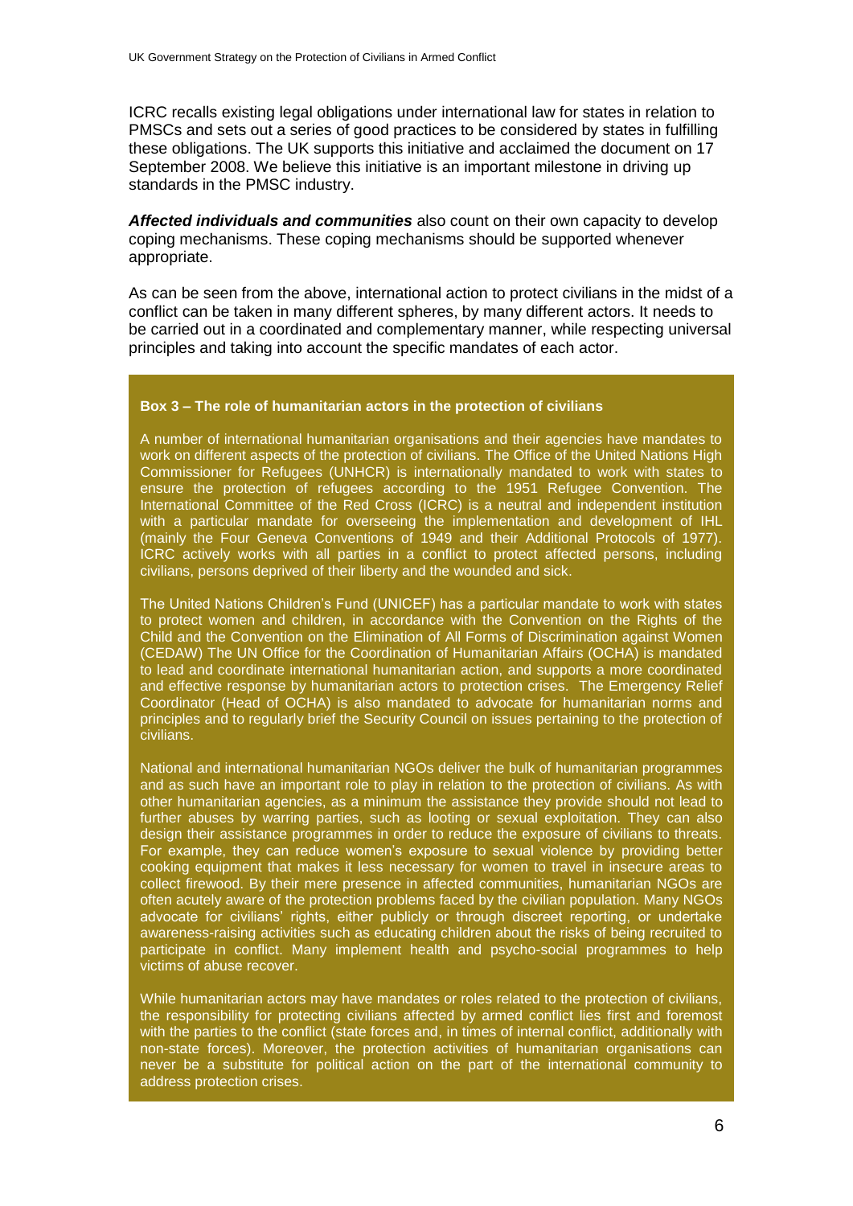ICRC recalls existing legal obligations under international law for states in relation to PMSCs and sets out a series of good practices to be considered by states in fulfilling these obligations. The UK supports this initiative and acclaimed the document on 17 September 2008. We believe this initiative is an important milestone in driving up standards in the PMSC industry.

***Affected individuals and communities*** also count on their own capacity to develop coping mechanisms. These coping mechanisms should be supported whenever appropriate.

As can be seen from the above, international action to protect civilians in the midst of a conflict can be taken in many different spheres, by many different actors. It needs to be carried out in a coordinated and complementary manner, while respecting universal principles and taking into account the specific mandates of each actor.

**Box 3 – The role of humanitarian actors in the protection of civilians**

A number of international humanitarian organisations and their agencies have mandates to work on different aspects of the protection of civilians. The Office of the United Nations High Commissioner for Refugees (UNHCR) is internationally mandated to work with states to ensure the protection of refugees according to the 1951 Refugee Convention. The International Committee of the Red Cross (ICRC) is a neutral and independent institution with a particular mandate for overseeing the implementation and development of IHL (mainly the Four Geneva Conventions of 1949 and their Additional Protocols of 1977). ICRC actively works with all parties in a conflict to protect affected persons, including civilians, persons deprived of their liberty and the wounded and sick.

The United Nations Children's Fund (UNICEF) has a particular mandate to work with states to protect women and children, in accordance with the Convention on the Rights of the Child and the Convention on the Elimination of All Forms of Discrimination against Women (CEDAW) The UN Office for the Coordination of Humanitarian Affairs (OCHA) is mandated to lead and coordinate international humanitarian action, and supports a more coordinated and effective response by humanitarian actors to protection crises. The Emergency Relief Coordinator (Head of OCHA) is also mandated to advocate for humanitarian norms and principles and to regularly brief the Security Council on issues pertaining to the protection of civilians.

National and international humanitarian NGOs deliver the bulk of humanitarian programmes and as such have an important role to play in relation to the protection of civilians. As with other humanitarian agencies, as a minimum the assistance they provide should not lead to further abuses by warring parties, such as looting or sexual exploitation. They can also design their assistance programmes in order to reduce the exposure of civilians to threats. For example, they can reduce women's exposure to sexual violence by providing better cooking equipment that makes it less necessary for women to travel in insecure areas to collect firewood. By their mere presence in affected communities, humanitarian NGOs are often acutely aware of the protection problems faced by the civilian population. Many NGOs advocate for civilians' rights, either publicly or through discreet reporting, or undertake awareness-raising activities such as educating children about the risks of being recruited to participate in conflict. Many implement health and psycho-social programmes to help victims of abuse recover.

While humanitarian actors may have mandates or roles related to the protection of civilians, the responsibility for protecting civilians affected by armed conflict lies first and foremost with the parties to the conflict (state forces and, in times of internal conflict, additionally with non-state forces). Moreover, the protection activities of humanitarian organisations can never be a substitute for political action on the part of the international community to address protection crises.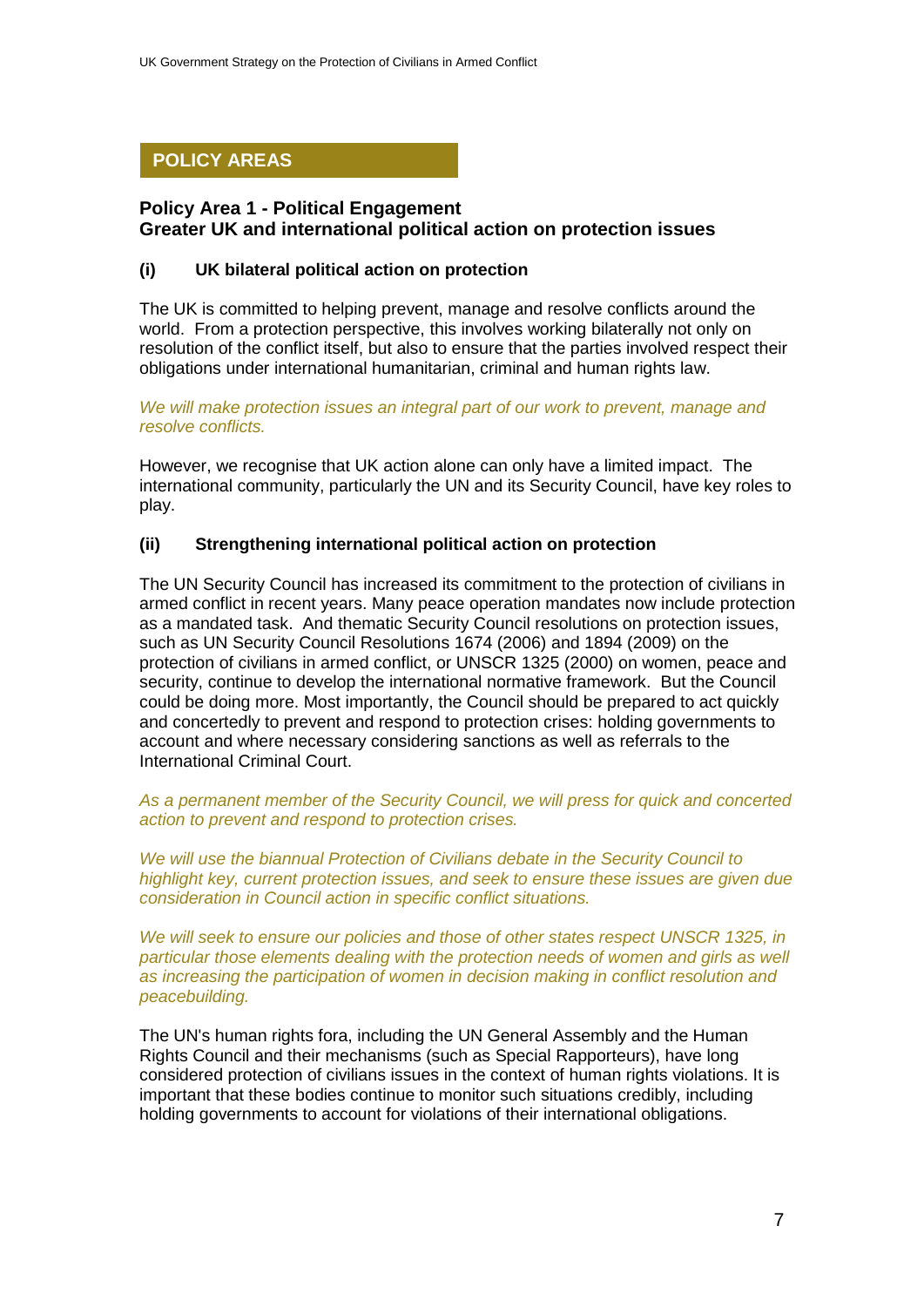## POLICY AREAS

### Policy Area 1 - Political Engagement
### Greater UK and international political action on protection issues

#### (i) UK bilateral political action on protection

The UK is committed to helping prevent, manage and resolve conflicts around the world. From a protection perspective, this involves working bilaterally not only on resolution of the conflict itself, but also to ensure that the parties involved respect their obligations under international humanitarian, criminal and human rights law.

*We will make protection issues an integral part of our work to prevent, manage and resolve conflicts.*

However, we recognise that UK action alone can only have a limited impact. The international community, particularly the UN and its Security Council, have key roles to play.

#### (ii) Strengthening international political action on protection

The UN Security Council has increased its commitment to the protection of civilians in armed conflict in recent years. Many peace operation mandates now include protection as a mandated task. And thematic Security Council resolutions on protection issues, such as UN Security Council Resolutions 1674 (2006) and 1894 (2009) on the protection of civilians in armed conflict, or UNSCR 1325 (2000) on women, peace and security, continue to develop the international normative framework. But the Council could be doing more. Most importantly, the Council should be prepared to act quickly and concertedly to prevent and respond to protection crises: holding governments to account and where necessary considering sanctions as well as referrals to the International Criminal Court.

*As a permanent member of the Security Council, we will press for quick and concerted action to prevent and respond to protection crises.*

*We will use the biannual Protection of Civilians debate in the Security Council to highlight key, current protection issues, and seek to ensure these issues are given due consideration in Council action in specific conflict situations.*

*We will seek to ensure our policies and those of other states respect UNSCR 1325, in particular those elements dealing with the protection needs of women and girls as well as increasing the participation of women in decision making in conflict resolution and peacebuilding.*

The UN's human rights fora, including the UN General Assembly and the Human Rights Council and their mechanisms (such as Special Rapporteurs), have long considered protection of civilians issues in the context of human rights violations. It is important that these bodies continue to monitor such situations credibly, including holding governments to account for violations of their international obligations.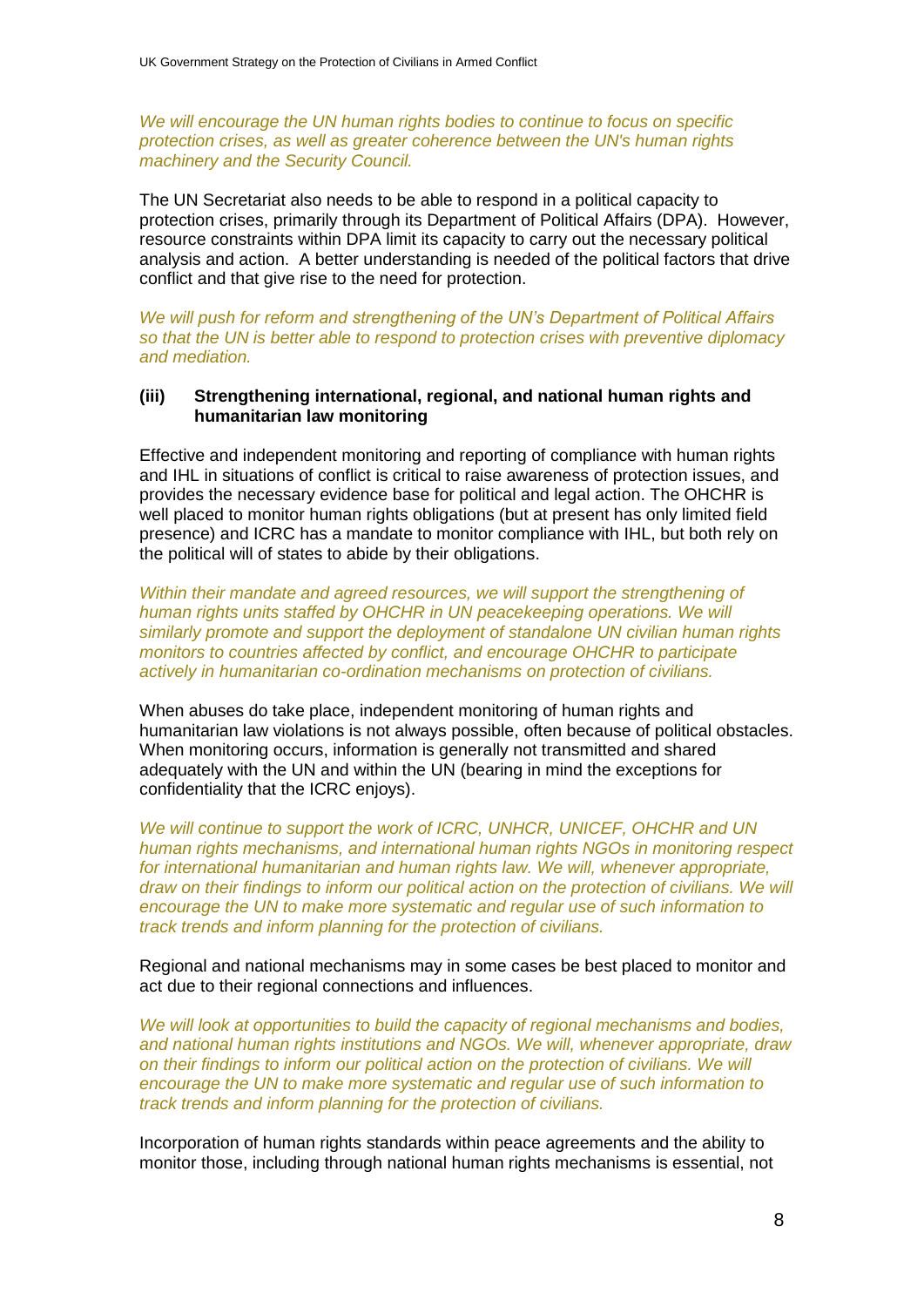*We will encourage the UN human rights bodies to continue to focus on specific protection crises, as well as greater coherence between the UN's human rights machinery and the Security Council.*

The UN Secretariat also needs to be able to respond in a political capacity to protection crises, primarily through its Department of Political Affairs (DPA). However, resource constraints within DPA limit its capacity to carry out the necessary political analysis and action. A better understanding is needed of the political factors that drive conflict and that give rise to the need for protection.

*We will push for reform and strengthening of the UN's Department of Political Affairs so that the UN is better able to respond to protection crises with preventive diplomacy and mediation.*

**(iii) Strengthening international, regional, and national human rights and humanitarian law monitoring**

Effective and independent monitoring and reporting of compliance with human rights and IHL in situations of conflict is critical to raise awareness of protection issues, and provides the necessary evidence base for political and legal action. The OHCHR is well placed to monitor human rights obligations (but at present has only limited field presence) and ICRC has a mandate to monitor compliance with IHL, but both rely on the political will of states to abide by their obligations.

*Within their mandate and agreed resources, we will support the strengthening of human rights units staffed by OHCHR in UN peacekeeping operations. We will similarly promote and support the deployment of standalone UN civilian human rights monitors to countries affected by conflict, and encourage OHCHR to participate actively in humanitarian co-ordination mechanisms on protection of civilians.*

When abuses do take place, independent monitoring of human rights and humanitarian law violations is not always possible, often because of political obstacles. When monitoring occurs, information is generally not transmitted and shared adequately with the UN and within the UN (bearing in mind the exceptions for confidentiality that the ICRC enjoys).

*We will continue to support the work of ICRC, UNHCR, UNICEF, OHCHR and UN human rights mechanisms, and international human rights NGOs in monitoring respect for international humanitarian and human rights law. We will, whenever appropriate, draw on their findings to inform our political action on the protection of civilians. We will encourage the UN to make more systematic and regular use of such information to track trends and inform planning for the protection of civilians.*

Regional and national mechanisms may in some cases be best placed to monitor and act due to their regional connections and influences.

*We will look at opportunities to build the capacity of regional mechanisms and bodies, and national human rights institutions and NGOs. We will, whenever appropriate, draw on their findings to inform our political action on the protection of civilians. We will encourage the UN to make more systematic and regular use of such information to track trends and inform planning for the protection of civilians.*

Incorporation of human rights standards within peace agreements and the ability to monitor those, including through national human rights mechanisms is essential, not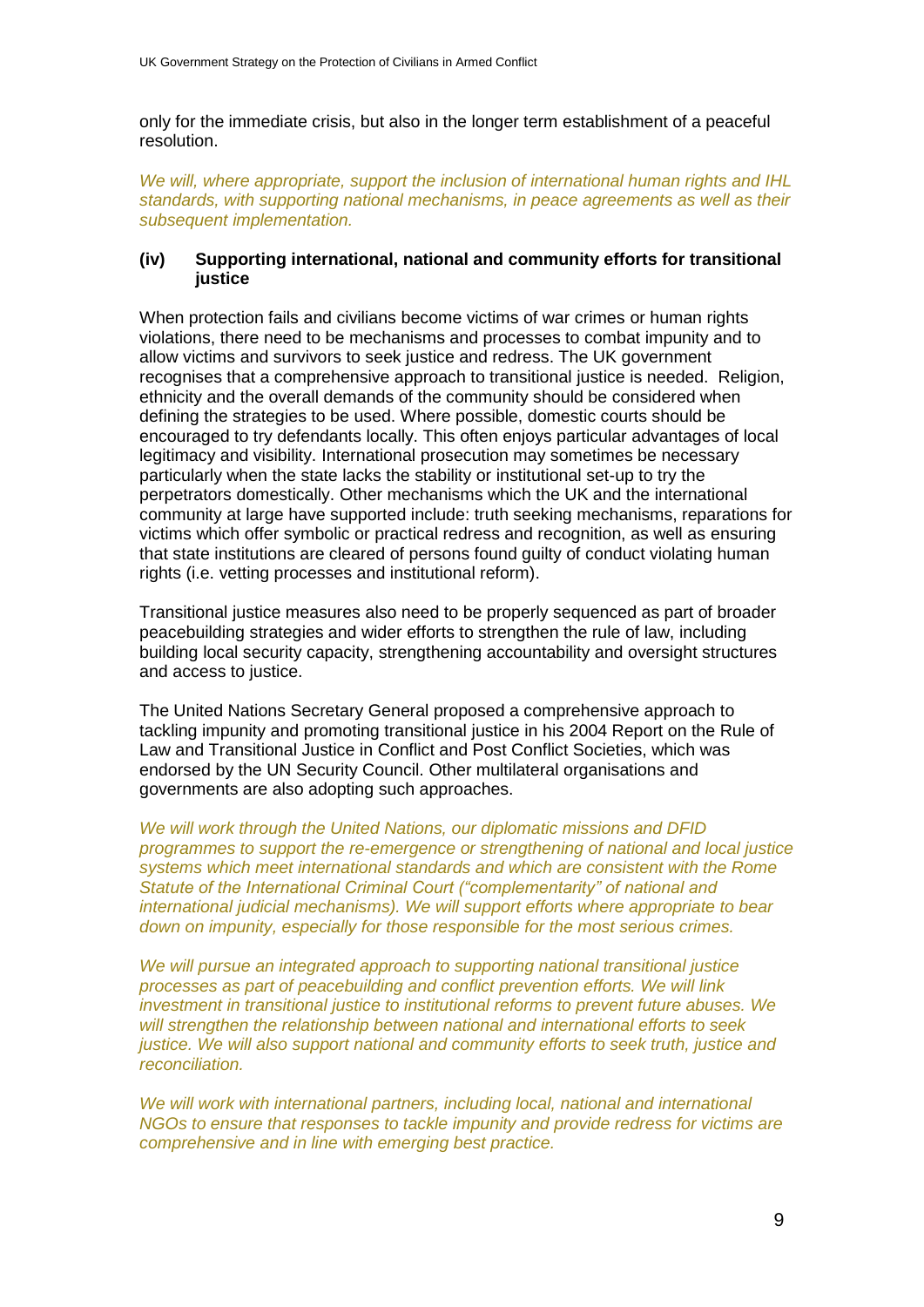only for the immediate crisis, but also in the longer term establishment of a peaceful resolution.

*We will, where appropriate, support the inclusion of international human rights and IHL standards, with supporting national mechanisms, in peace agreements as well as their subsequent implementation.*

### (iv) Supporting international, national and community efforts for transitional justice

When protection fails and civilians become victims of war crimes or human rights violations, there need to be mechanisms and processes to combat impunity and to allow victims and survivors to seek justice and redress. The UK government recognises that a comprehensive approach to transitional justice is needed. Religion, ethnicity and the overall demands of the community should be considered when defining the strategies to be used. Where possible, domestic courts should be encouraged to try defendants locally. This often enjoys particular advantages of local legitimacy and visibility. International prosecution may sometimes be necessary particularly when the state lacks the stability or institutional set-up to try the perpetrators domestically. Other mechanisms which the UK and the international community at large have supported include: truth seeking mechanisms, reparations for victims which offer symbolic or practical redress and recognition, as well as ensuring that state institutions are cleared of persons found guilty of conduct violating human rights (i.e. vetting processes and institutional reform).

Transitional justice measures also need to be properly sequenced as part of broader peacebuilding strategies and wider efforts to strengthen the rule of law, including building local security capacity, strengthening accountability and oversight structures and access to justice.

The United Nations Secretary General proposed a comprehensive approach to tackling impunity and promoting transitional justice in his 2004 Report on the Rule of Law and Transitional Justice in Conflict and Post Conflict Societies, which was endorsed by the UN Security Council. Other multilateral organisations and governments are also adopting such approaches.

*We will work through the United Nations, our diplomatic missions and DFID programmes to support the re-emergence or strengthening of national and local justice systems which meet international standards and which are consistent with the Rome Statute of the International Criminal Court ("complementarity" of national and international judicial mechanisms). We will support efforts where appropriate to bear down on impunity, especially for those responsible for the most serious crimes.*

*We will pursue an integrated approach to supporting national transitional justice processes as part of peacebuilding and conflict prevention efforts. We will link investment in transitional justice to institutional reforms to prevent future abuses. We will strengthen the relationship between national and international efforts to seek justice. We will also support national and community efforts to seek truth, justice and reconciliation.*

*We will work with international partners, including local, national and international NGOs to ensure that responses to tackle impunity and provide redress for victims are comprehensive and in line with emerging best practice.*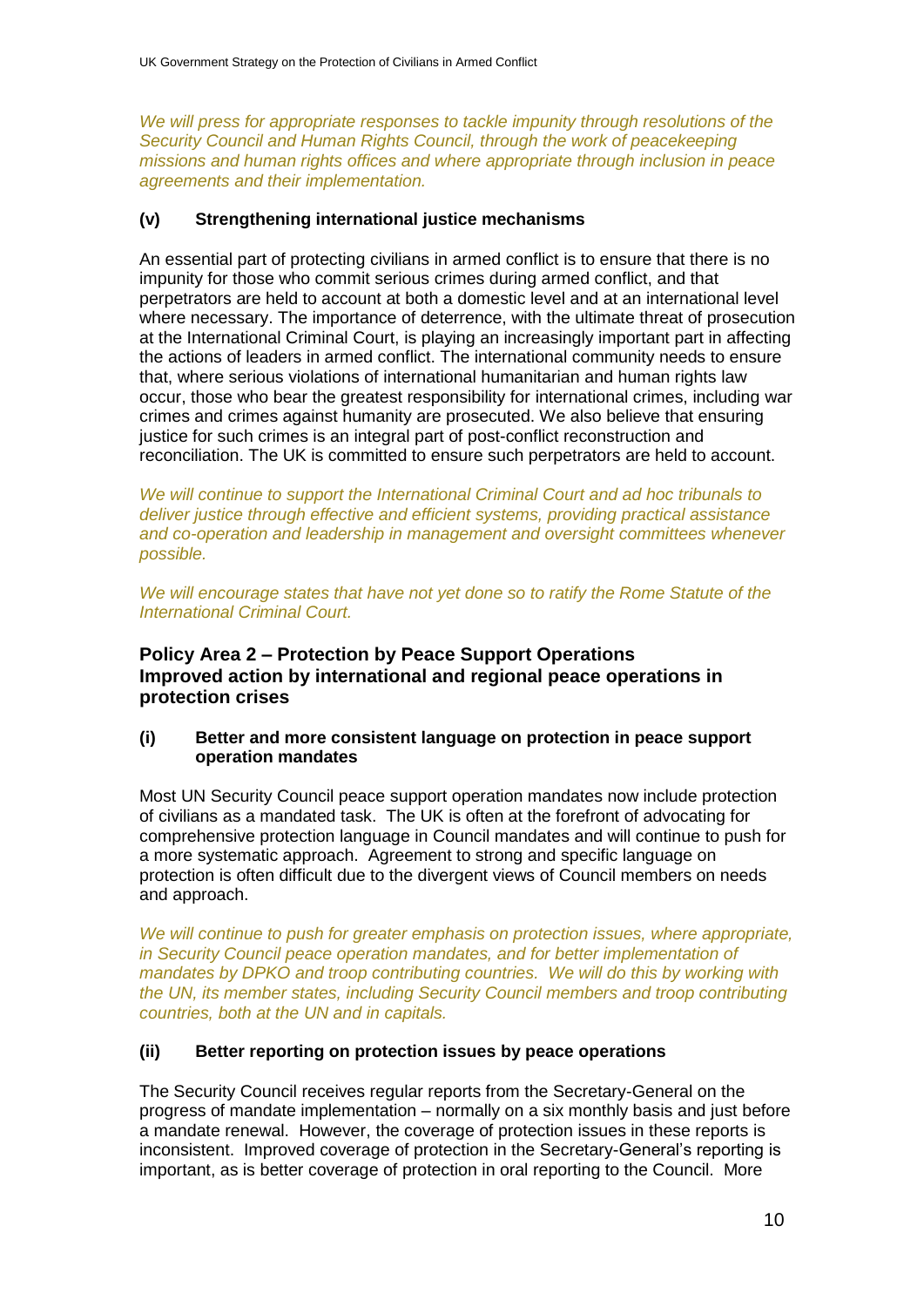*We will press for appropriate responses to tackle impunity through resolutions of the Security Council and Human Rights Council, through the work of peacekeeping missions and human rights offices and where appropriate through inclusion in peace agreements and their implementation.*

### (v) Strengthening international justice mechanisms

An essential part of protecting civilians in armed conflict is to ensure that there is no impunity for those who commit serious crimes during armed conflict, and that perpetrators are held to account at both a domestic level and at an international level where necessary. The importance of deterrence, with the ultimate threat of prosecution at the International Criminal Court, is playing an increasingly important part in affecting the actions of leaders in armed conflict. The international community needs to ensure that, where serious violations of international humanitarian and human rights law occur, those who bear the greatest responsibility for international crimes, including war crimes and crimes against humanity are prosecuted. We also believe that ensuring justice for such crimes is an integral part of post-conflict reconstruction and reconciliation. The UK is committed to ensure such perpetrators are held to account.

*We will continue to support the International Criminal Court and ad hoc tribunals to deliver justice through effective and efficient systems, providing practical assistance and co-operation and leadership in management and oversight committees whenever possible.*

*We will encourage states that have not yet done so to ratify the Rome Statute of the International Criminal Court.*

## Policy Area 2 – Protection by Peace Support Operations
## Improved action by international and regional peace operations in protection crises

### (i) Better and more consistent language on protection in peace support operation mandates

Most UN Security Council peace support operation mandates now include protection of civilians as a mandated task. The UK is often at the forefront of advocating for comprehensive protection language in Council mandates and will continue to push for a more systematic approach. Agreement to strong and specific language on protection is often difficult due to the divergent views of Council members on needs and approach.

*We will continue to push for greater emphasis on protection issues, where appropriate, in Security Council peace operation mandates, and for better implementation of mandates by DPKO and troop contributing countries. We will do this by working with the UN, its member states, including Security Council members and troop contributing countries, both at the UN and in capitals.*

### (ii) Better reporting on protection issues by peace operations

The Security Council receives regular reports from the Secretary-General on the progress of mandate implementation – normally on a six monthly basis and just before a mandate renewal. However, the coverage of protection issues in these reports is inconsistent. Improved coverage of protection in the Secretary-General's reporting is important, as is better coverage of protection in oral reporting to the Council. More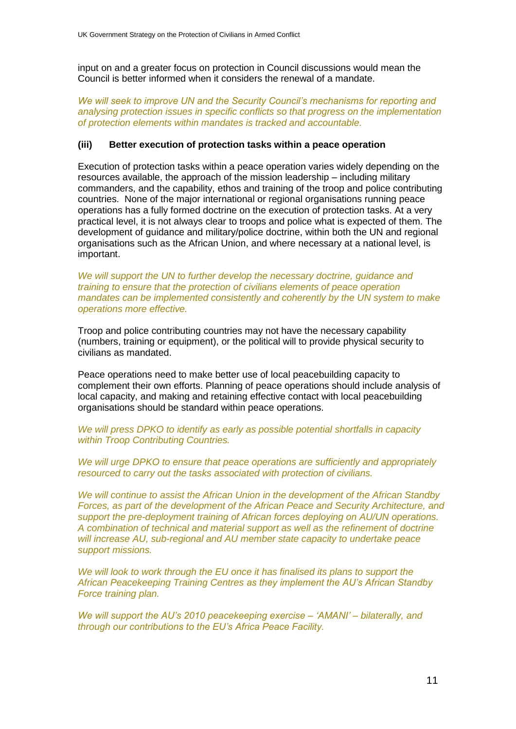input on and a greater focus on protection in Council discussions would mean the Council is better informed when it considers the renewal of a mandate.

*We will seek to improve UN and the Security Council's mechanisms for reporting and analysing protection issues in specific conflicts so that progress on the implementation of protection elements within mandates is tracked and accountable.*

### (iii) Better execution of protection tasks within a peace operation

Execution of protection tasks within a peace operation varies widely depending on the resources available, the approach of the mission leadership – including military commanders, and the capability, ethos and training of the troop and police contributing countries. None of the major international or regional organisations running peace operations has a fully formed doctrine on the execution of protection tasks. At a very practical level, it is not always clear to troops and police what is expected of them. The development of guidance and military/police doctrine, within both the UN and regional organisations such as the African Union, and where necessary at a national level, is important.

*We will support the UN to further develop the necessary doctrine, guidance and training to ensure that the protection of civilians elements of peace operation mandates can be implemented consistently and coherently by the UN system to make operations more effective.*

Troop and police contributing countries may not have the necessary capability (numbers, training or equipment), or the political will to provide physical security to civilians as mandated.

Peace operations need to make better use of local peacebuilding capacity to complement their own efforts. Planning of peace operations should include analysis of local capacity, and making and retaining effective contact with local peacebuilding organisations should be standard within peace operations.

*We will press DPKO to identify as early as possible potential shortfalls in capacity within Troop Contributing Countries.*

*We will urge DPKO to ensure that peace operations are sufficiently and appropriately resourced to carry out the tasks associated with protection of civilians.*

*We will continue to assist the African Union in the development of the African Standby Forces, as part of the development of the African Peace and Security Architecture, and support the pre-deployment training of African forces deploying on AU/UN operations. A combination of technical and material support as well as the refinement of doctrine will increase AU, sub-regional and AU member state capacity to undertake peace support missions.*

*We will look to work through the EU once it has finalised its plans to support the African Peacekeeping Training Centres as they implement the AU's African Standby Force training plan.*

*We will support the AU's 2010 peacekeeping exercise – 'AMANI' – bilaterally, and through our contributions to the EU's Africa Peace Facility.*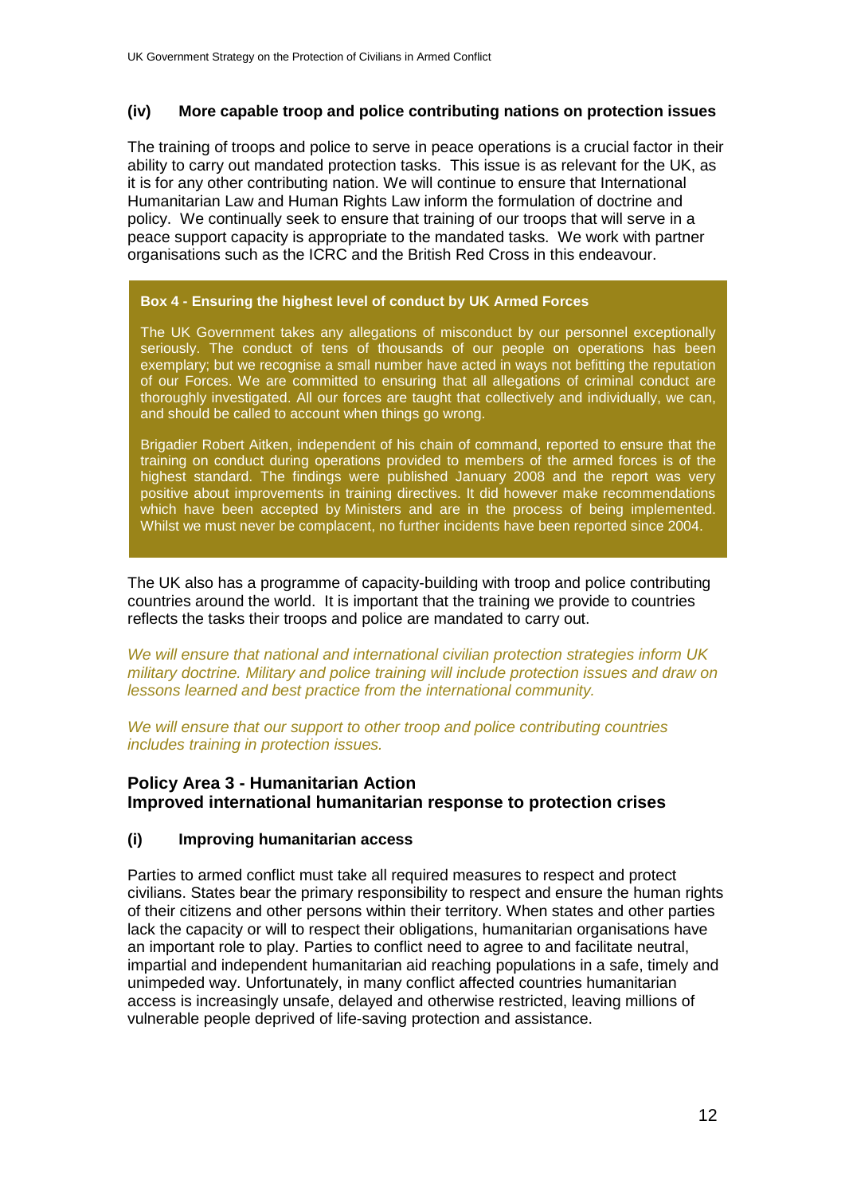### (iv) More capable troop and police contributing nations on protection issues

The training of troops and police to serve in peace operations is a crucial factor in their ability to carry out mandated protection tasks. This issue is as relevant for the UK, as it is for any other contributing nation. We will continue to ensure that International Humanitarian Law and Human Rights Law inform the formulation of doctrine and policy. We continually seek to ensure that training of our troops that will serve in a peace support capacity is appropriate to the mandated tasks. We work with partner organisations such as the ICRC and the British Red Cross in this endeavour.

> **Box 4 - Ensuring the highest level of conduct by UK Armed Forces**
>
> The UK Government takes any allegations of misconduct by our personnel exceptionally seriously. The conduct of tens of thousands of our people on operations has been exemplary; but we recognise a small number have acted in ways not befitting the reputation of our Forces. We are committed to ensuring that all allegations of criminal conduct are thoroughly investigated. All our forces are taught that collectively and individually, we can, and should be called to account when things go wrong.
>
> Brigadier Robert Aitken, independent of his chain of command, reported to ensure that the training on conduct during operations provided to members of the armed forces is of the highest standard. The findings were published January 2008 and the report was very positive about improvements in training directives. It did however make recommendations which have been accepted by Ministers and are in the process of being implemented. Whilst we must never be complacent, no further incidents have been reported since 2004.

The UK also has a programme of capacity-building with troop and police contributing countries around the world. It is important that the training we provide to countries reflects the tasks their troops and police are mandated to carry out.

*We will ensure that national and international civilian protection strategies inform UK military doctrine. Military and police training will include protection issues and draw on lessons learned and best practice from the international community.*

*We will ensure that our support to other troop and police contributing countries includes training in protection issues.*

## Policy Area 3 - Humanitarian Action
## Improved international humanitarian response to protection crises

### (i) Improving humanitarian access

Parties to armed conflict must take all required measures to respect and protect civilians. States bear the primary responsibility to respect and ensure the human rights of their citizens and other persons within their territory. When states and other parties lack the capacity or will to respect their obligations, humanitarian organisations have an important role to play. Parties to conflict need to agree to and facilitate neutral, impartial and independent humanitarian aid reaching populations in a safe, timely and unimpeded way. Unfortunately, in many conflict affected countries humanitarian access is increasingly unsafe, delayed and otherwise restricted, leaving millions of vulnerable people deprived of life-saving protection and assistance.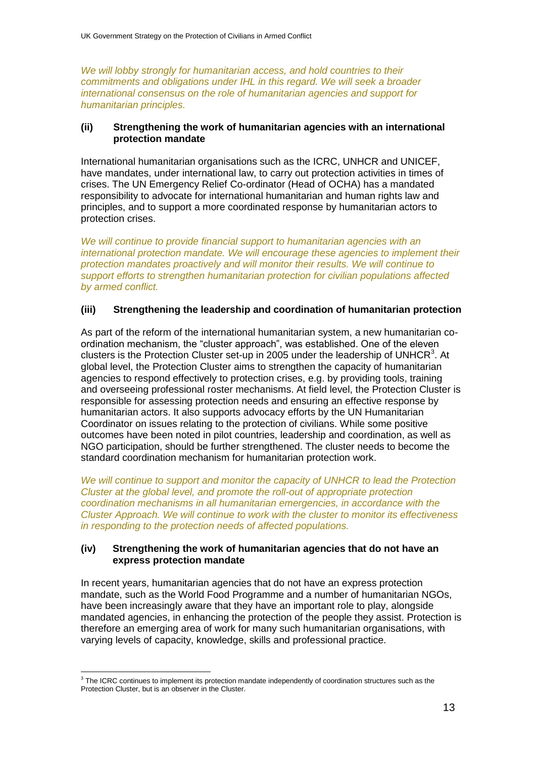*We will lobby strongly for humanitarian access, and hold countries to their commitments and obligations under IHL in this regard. We will seek a broader international consensus on the role of humanitarian agencies and support for humanitarian principles.*

**(ii) Strengthening the work of humanitarian agencies with an international protection mandate**

International humanitarian organisations such as the ICRC, UNHCR and UNICEF, have mandates, under international law, to carry out protection activities in times of crises. The UN Emergency Relief Co-ordinator (Head of OCHA) has a mandated responsibility to advocate for international humanitarian and human rights law and principles, and to support a more coordinated response by humanitarian actors to protection crises.

*We will continue to provide financial support to humanitarian agencies with an international protection mandate. We will encourage these agencies to implement their protection mandates proactively and will monitor their results. We will continue to support efforts to strengthen humanitarian protection for civilian populations affected by armed conflict.*

**(iii) Strengthening the leadership and coordination of humanitarian protection**

As part of the reform of the international humanitarian system, a new humanitarian co-ordination mechanism, the "cluster approach", was established. One of the eleven clusters is the Protection Cluster set-up in 2005 under the leadership of UNHCR[3]. At global level, the Protection Cluster aims to strengthen the capacity of humanitarian agencies to respond effectively to protection crises, e.g. by providing tools, training and overseeing professional roster mechanisms. At field level, the Protection Cluster is responsible for assessing protection needs and ensuring an effective response by humanitarian actors. It also supports advocacy efforts by the UN Humanitarian Coordinator on issues relating to the protection of civilians. While some positive outcomes have been noted in pilot countries, leadership and coordination, as well as NGO participation, should be further strengthened. The cluster needs to become the standard coordination mechanism for humanitarian protection work.

*We will continue to support and monitor the capacity of UNHCR to lead the Protection Cluster at the global level, and promote the roll-out of appropriate protection coordination mechanisms in all humanitarian emergencies, in accordance with the Cluster Approach. We will continue to work with the cluster to monitor its effectiveness in responding to the protection needs of affected populations.*

**(iv) Strengthening the work of humanitarian agencies that do not have an express protection mandate**

In recent years, humanitarian agencies that do not have an express protection mandate, such as the World Food Programme and a number of humanitarian NGOs, have been increasingly aware that they have an important role to play, alongside mandated agencies, in enhancing the protection of the people they assist. Protection is therefore an emerging area of work for many such humanitarian organisations, with varying levels of capacity, knowledge, skills and professional practice.

[3] The ICRC continues to implement its protection mandate independently of coordination structures such as the Protection Cluster, but is an observer in the Cluster.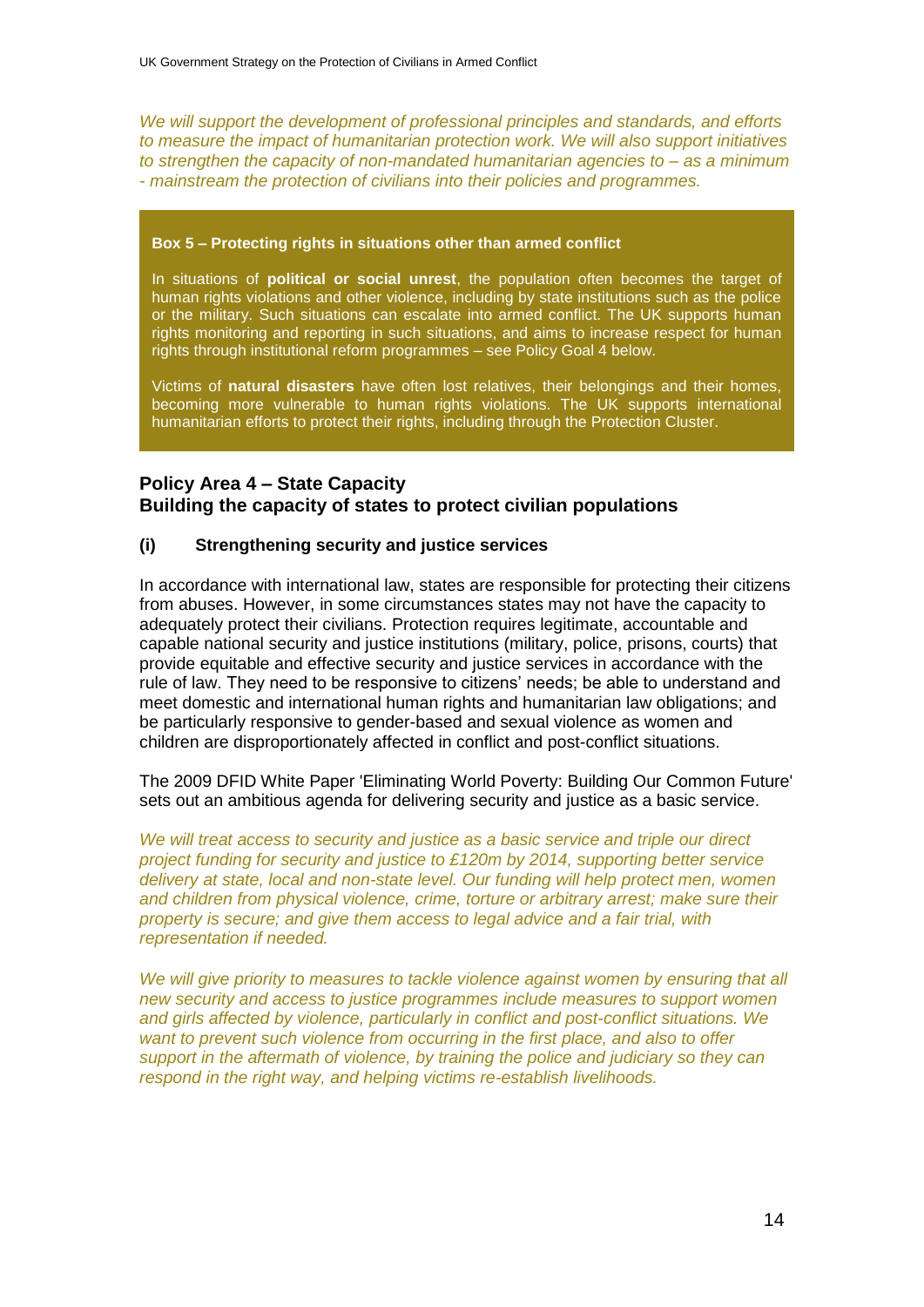*We will support the development of professional principles and standards, and efforts to measure the impact of humanitarian protection work. We will also support initiatives to strengthen the capacity of non-mandated humanitarian agencies to – as a minimum - mainstream the protection of civilians into their policies and programmes.*

> **Box 5 – Protecting rights in situations other than armed conflict**
>
> In situations of **political or social unrest**, the population often becomes the target of human rights violations and other violence, including by state institutions such as the police or the military. Such situations can escalate into armed conflict. The UK supports human rights monitoring and reporting in such situations, and aims to increase respect for human rights through institutional reform programmes – see Policy Goal 4 below.
>
> Victims of **natural disasters** have often lost relatives, their belongings and their homes, becoming more vulnerable to human rights violations. The UK supports international humanitarian efforts to protect their rights, including through the Protection Cluster.

## Policy Area 4 – State Capacity
## Building the capacity of states to protect civilian populations

### (i) Strengthening security and justice services

In accordance with international law, states are responsible for protecting their citizens from abuses. However, in some circumstances states may not have the capacity to adequately protect their civilians. Protection requires legitimate, accountable and capable national security and justice institutions (military, police, prisons, courts) that provide equitable and effective security and justice services in accordance with the rule of law. They need to be responsive to citizens' needs; be able to understand and meet domestic and international human rights and humanitarian law obligations; and be particularly responsive to gender-based and sexual violence as women and children are disproportionately affected in conflict and post-conflict situations.

The 2009 DFID White Paper 'Eliminating World Poverty: Building Our Common Future' sets out an ambitious agenda for delivering security and justice as a basic service.

*We will treat access to security and justice as a basic service and triple our direct project funding for security and justice to £120m by 2014, supporting better service delivery at state, local and non-state level. Our funding will help protect men, women and children from physical violence, crime, torture or arbitrary arrest; make sure their property is secure; and give them access to legal advice and a fair trial, with representation if needed.*

*We will give priority to measures to tackle violence against women by ensuring that all new security and access to justice programmes include measures to support women and girls affected by violence, particularly in conflict and post-conflict situations. We want to prevent such violence from occurring in the first place, and also to offer support in the aftermath of violence, by training the police and judiciary so they can respond in the right way, and helping victims re-establish livelihoods.*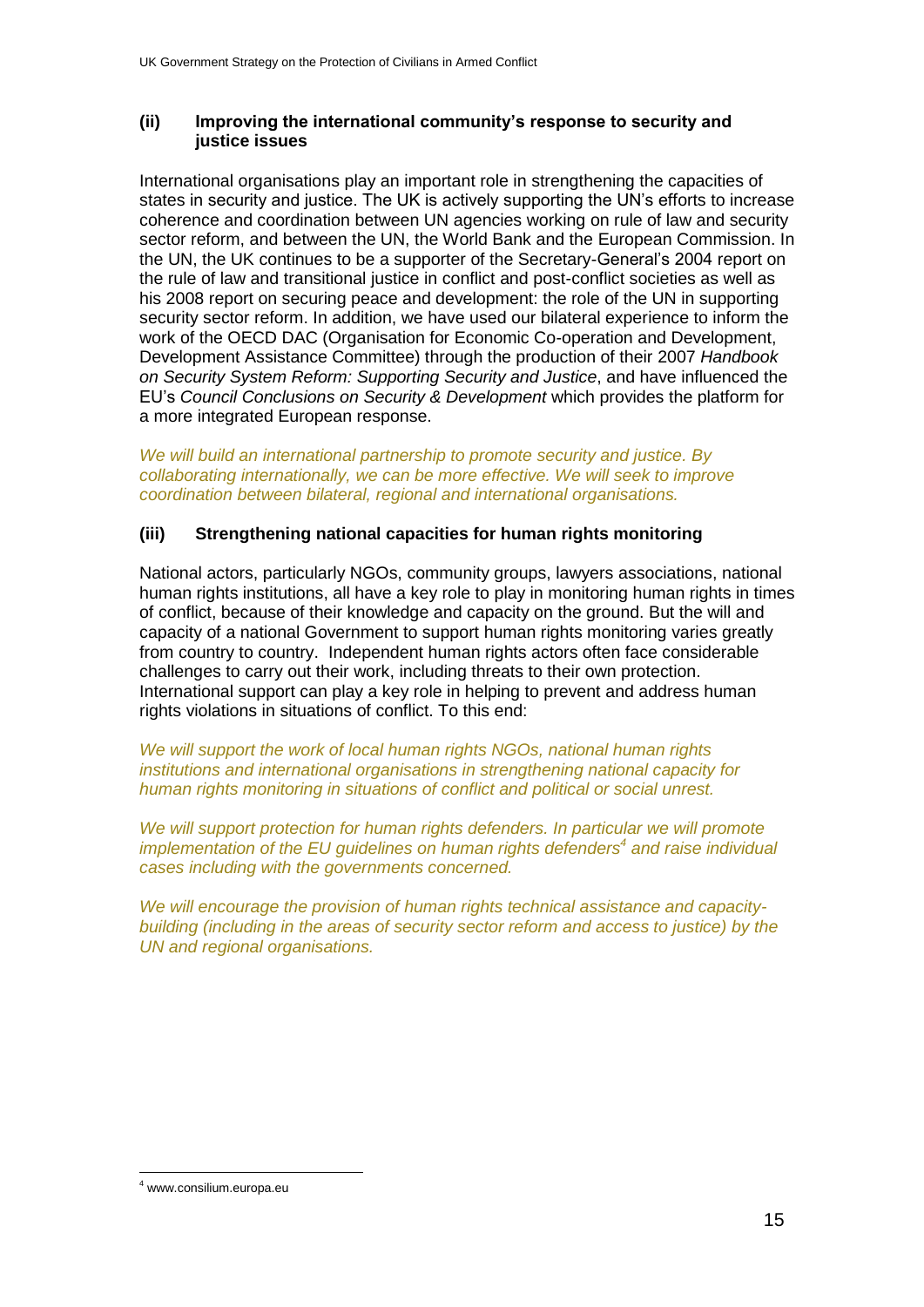### (ii) Improving the international community's response to security and justice issues

International organisations play an important role in strengthening the capacities of states in security and justice. The UK is actively supporting the UN's efforts to increase coherence and coordination between UN agencies working on rule of law and security sector reform, and between the UN, the World Bank and the European Commission. In the UN, the UK continues to be a supporter of the Secretary-General's 2004 report on the rule of law and transitional justice in conflict and post-conflict societies as well as his 2008 report on securing peace and development: the role of the UN in supporting security sector reform. In addition, we have used our bilateral experience to inform the work of the OECD DAC (Organisation for Economic Co-operation and Development, Development Assistance Committee) through the production of their 2007 *Handbook on Security System Reform: Supporting Security and Justice*, and have influenced the EU's *Council Conclusions on Security & Development* which provides the platform for a more integrated European response.

*We will build an international partnership to promote security and justice. By collaborating internationally, we can be more effective. We will seek to improve coordination between bilateral, regional and international organisations.*

### (iii) Strengthening national capacities for human rights monitoring

National actors, particularly NGOs, community groups, lawyers associations, national human rights institutions, all have a key role to play in monitoring human rights in times of conflict, because of their knowledge and capacity on the ground. But the will and capacity of a national Government to support human rights monitoring varies greatly from country to country. Independent human rights actors often face considerable challenges to carry out their work, including threats to their own protection. International support can play a key role in helping to prevent and address human rights violations in situations of conflict. To this end:

*We will support the work of local human rights NGOs, national human rights institutions and international organisations in strengthening national capacity for human rights monitoring in situations of conflict and political or social unrest.*

*We will support protection for human rights defenders. In particular we will promote implementation of the EU guidelines on human rights defenders[4] and raise individual cases including with the governments concerned.*

*We will encourage the provision of human rights technical assistance and capacity-building (including in the areas of security sector reform and access to justice) by the UN and regional organisations.*

---

[4] www.consilium.europa.eu